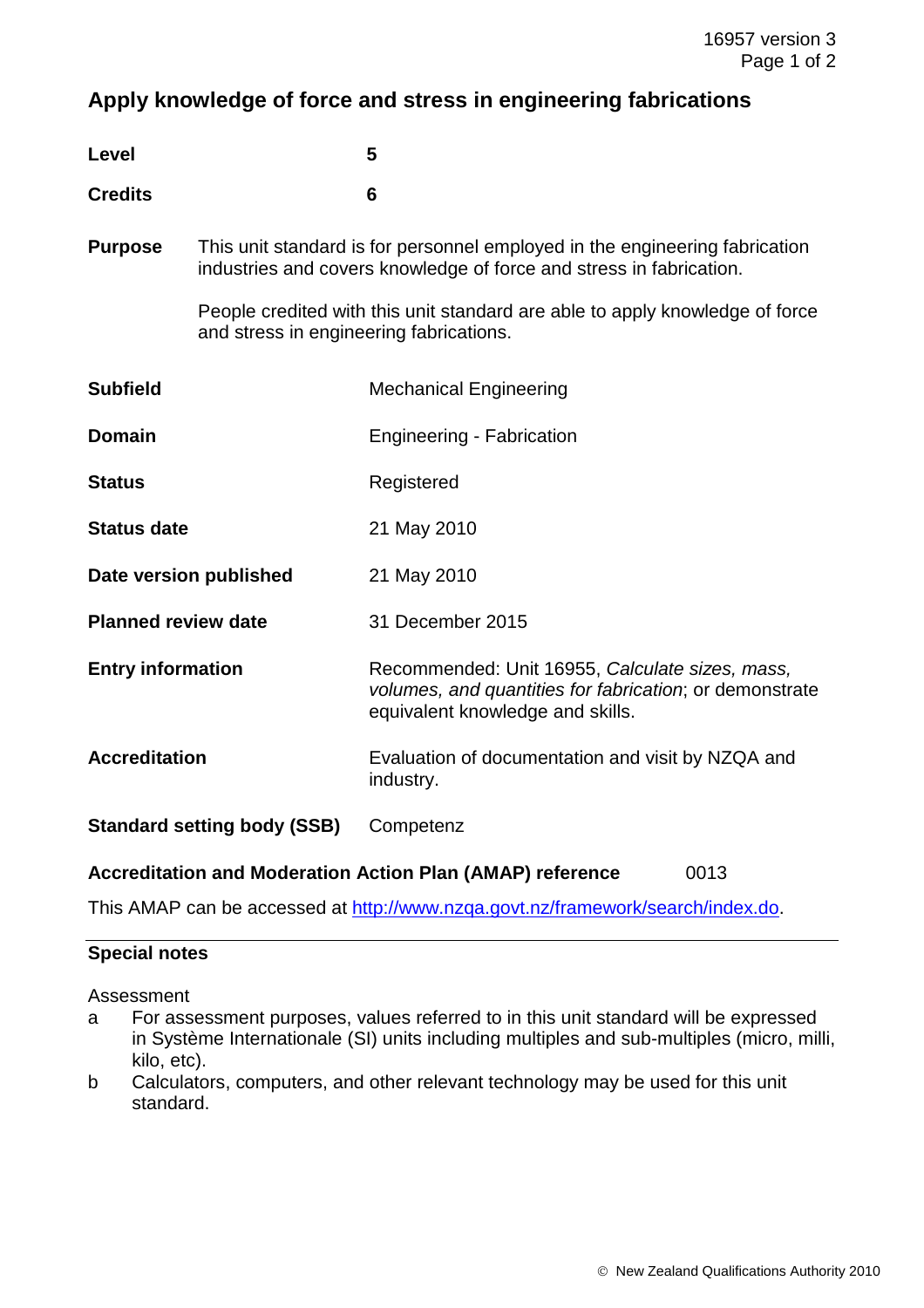# Apply knowledge of force and stress in engineering fabrications

| | |
|---|---|
| **Level** | **5** |
| **Credits** | **6** |

**Purpose** This unit standard is for personnel employed in the engineering fabrication industries and covers knowledge of force and stress in fabrication.

People credited with this unit standard are able to apply knowledge of force and stress in engineering fabrications.

| | |
|---|---|
| **Subfield** | Mechanical Engineering |
| **Domain** | Engineering - Fabrication |
| **Status** | Registered |
| **Status date** | 21 May 2010 |
| **Date version published** | 21 May 2010 |
| **Planned review date** | 31 December 2015 |
| **Entry information** | Recommended: Unit 16955, *Calculate sizes, mass, volumes, and quantities for fabrication*; or demonstrate equivalent knowledge and skills. |
| **Accreditation** | Evaluation of documentation and visit by NZQA and industry. |
| **Standard setting body (SSB)** | Competenz |

**Accreditation and Moderation Action Plan (AMAP) reference** 0013

This AMAP can be accessed at http://www.nzqa.govt.nz/framework/search/index.do.

## Special notes

Assessment

a For assessment purposes, values referred to in this unit standard will be expressed in Système Internationale (SI) units including multiples and sub-multiples (micro, milli, kilo, etc).

b Calculators, computers, and other relevant technology may be used for this unit standard.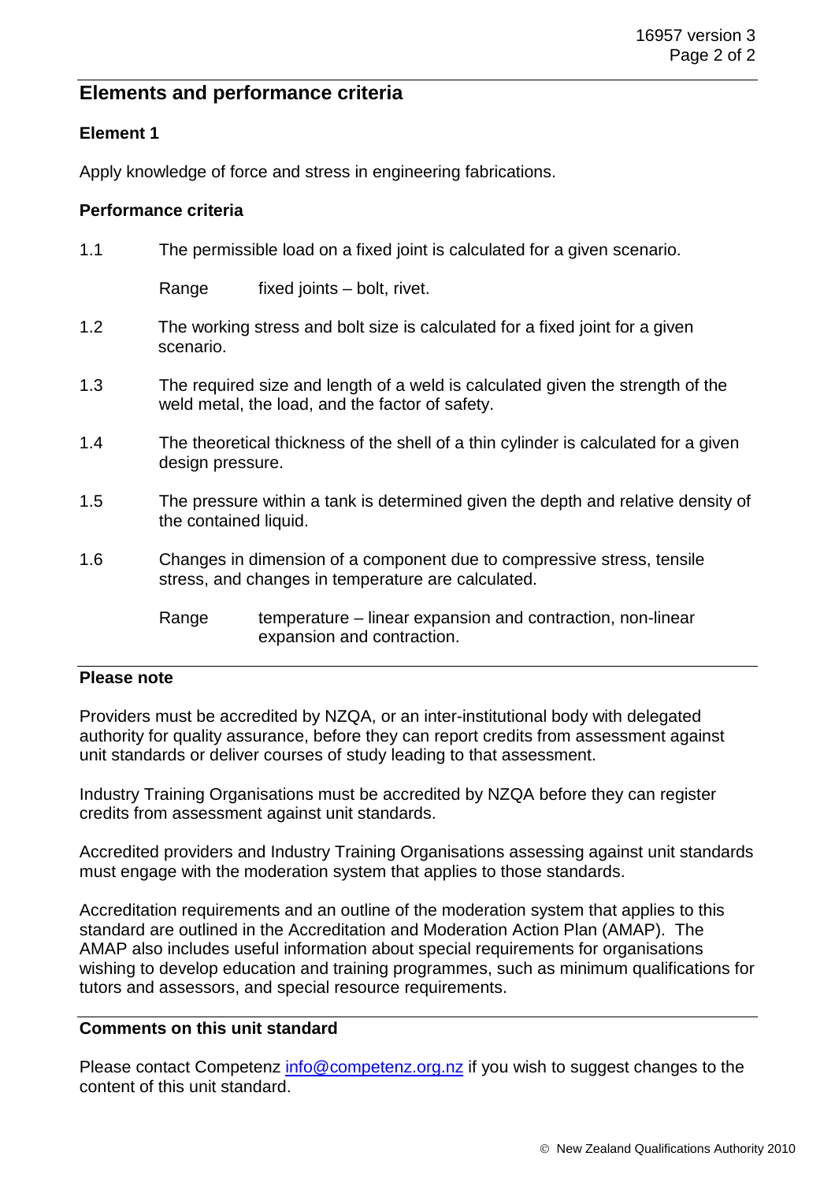## Elements and performance criteria

### Element 1

Apply knowledge of force and stress in engineering fabrications.

#### Performance criteria

1.1 The permissible load on a fixed joint is calculated for a given scenario.

Range fixed joints – bolt, rivet.

1.2 The working stress and bolt size is calculated for a fixed joint for a given scenario.

1.3 The required size and length of a weld is calculated given the strength of the weld metal, the load, and the factor of safety.

1.4 The theoretical thickness of the shell of a thin cylinder is calculated for a given design pressure.

1.5 The pressure within a tank is determined given the depth and relative density of the contained liquid.

1.6 Changes in dimension of a component due to compressive stress, tensile stress, and changes in temperature are calculated.

Range temperature – linear expansion and contraction, non-linear expansion and contraction.

### Please note

Providers must be accredited by NZQA, or an inter-institutional body with delegated authority for quality assurance, before they can report credits from assessment against unit standards or deliver courses of study leading to that assessment.

Industry Training Organisations must be accredited by NZQA before they can register credits from assessment against unit standards.

Accredited providers and Industry Training Organisations assessing against unit standards must engage with the moderation system that applies to those standards.

Accreditation requirements and an outline of the moderation system that applies to this standard are outlined in the Accreditation and Moderation Action Plan (AMAP). The AMAP also includes useful information about special requirements for organisations wishing to develop education and training programmes, such as minimum qualifications for tutors and assessors, and special resource requirements.

### Comments on this unit standard

Please contact Competenz info@competenz.org.nz if you wish to suggest changes to the content of this unit standard.